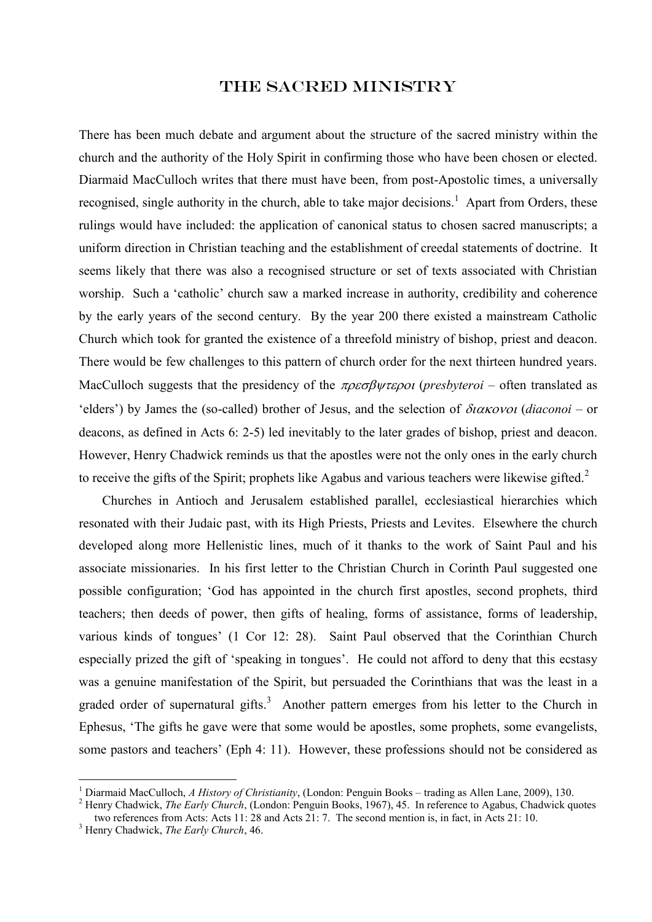# The Sacred Ministry

There has been much debate and argument about the structure of the sacred ministry within the church and the authority of the Holy Spirit in confirming those who have been chosen or elected. Diarmaid MacCulloch writes that there must have been, from post-Apostolic times, a universally recognised, single authority in the church, able to take major decisions.[1] Apart from Orders, these rulings would have included: the application of canonical status to chosen sacred manuscripts; a uniform direction in Christian teaching and the establishment of creedal statements of doctrine. It seems likely that there was also a recognised structure or set of texts associated with Christian worship. Such a 'catholic' church saw a marked increase in authority, credibility and coherence by the early years of the second century. By the year 200 there existed a mainstream Catholic Church which took for granted the existence of a threefold ministry of bishop, priest and deacon. There would be few challenges to this pattern of church order for the next thirteen hundred years. MacCulloch suggests that the presidency of the *πρεσβψτεροι* (*presbyteroi* – often translated as 'elders') by James the (so-called) brother of Jesus, and the selection of *διακονοι* (*diaconoi* – or deacons, as defined in Acts 6: 2-5) led inevitably to the later grades of bishop, priest and deacon. However, Henry Chadwick reminds us that the apostles were not the only ones in the early church to receive the gifts of the Spirit; prophets like Agabus and various teachers were likewise gifted.[2]

Churches in Antioch and Jerusalem established parallel, ecclesiastical hierarchies which resonated with their Judaic past, with its High Priests, Priests and Levites. Elsewhere the church developed along more Hellenistic lines, much of it thanks to the work of Saint Paul and his associate missionaries. In his first letter to the Christian Church in Corinth Paul suggested one possible configuration; 'God has appointed in the church first apostles, second prophets, third teachers; then deeds of power, then gifts of healing, forms of assistance, forms of leadership, various kinds of tongues' (1 Cor 12: 28). Saint Paul observed that the Corinthian Church especially prized the gift of 'speaking in tongues'. He could not afford to deny that this ecstasy was a genuine manifestation of the Spirit, but persuaded the Corinthians that was the least in a graded order of supernatural gifts.[3] Another pattern emerges from his letter to the Church in Ephesus, 'The gifts he gave were that some would be apostles, some prophets, some evangelists, some pastors and teachers' (Eph 4: 11). However, these professions should not be considered as

---

[1] Diarmaid MacCulloch, *A History of Christianity*, (London: Penguin Books – trading as Allen Lane, 2009), 130.

[2] Henry Chadwick, *The Early Church*, (London: Penguin Books, 1967), 45. In reference to Agabus, Chadwick quotes two references from Acts: Acts 11: 28 and Acts 21: 7. The second mention is, in fact, in Acts 21: 10.

[3] Henry Chadwick, *The Early Church*, 46.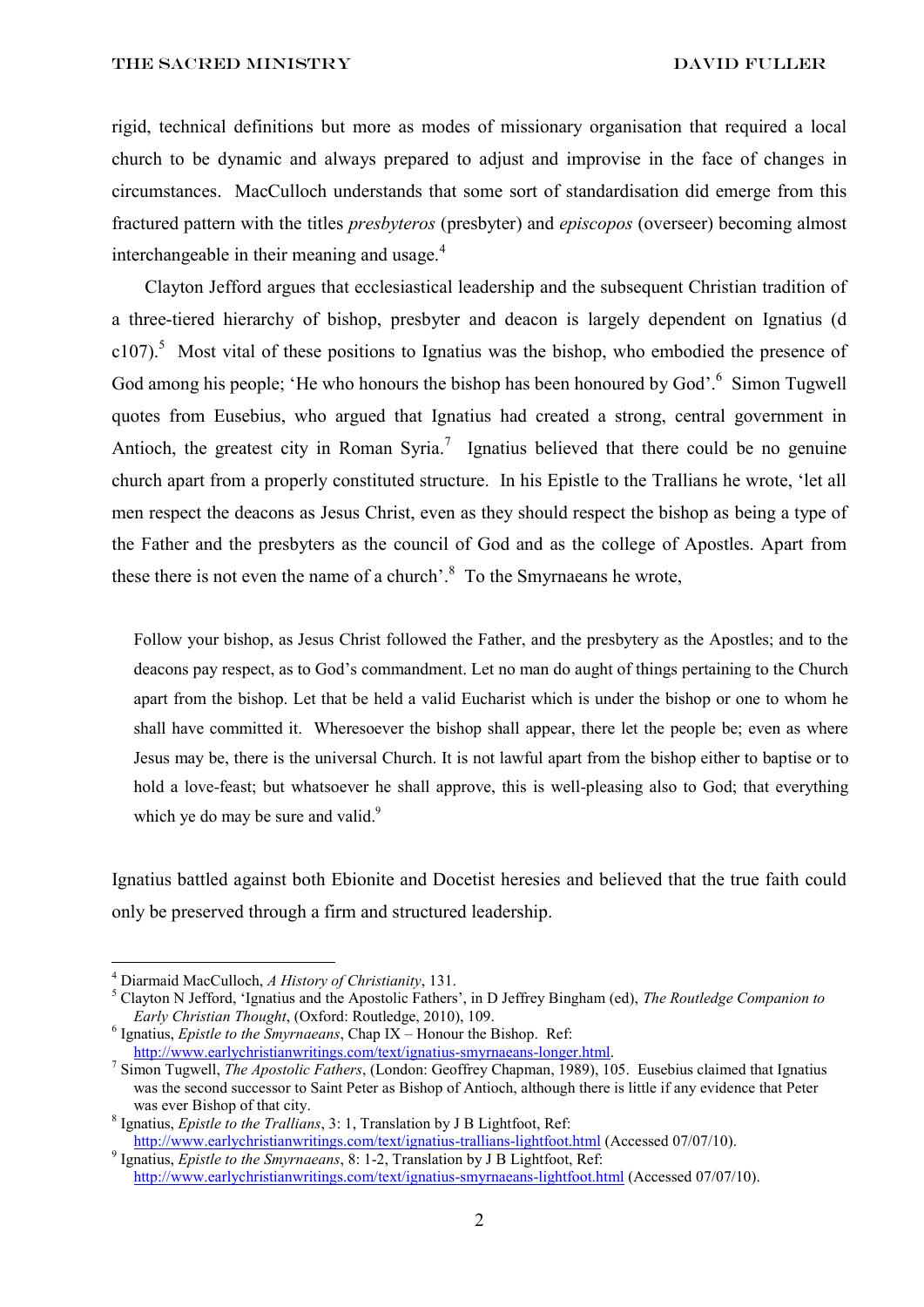rigid, technical definitions but more as modes of missionary organisation that required a local church to be dynamic and always prepared to adjust and improvise in the face of changes in circumstances. MacCulloch understands that some sort of standardisation did emerge from this fractured pattern with the titles *presbyteros* (presbyter) and *episcopos* (overseer) becoming almost interchangeable in their meaning and usage.[4]

Clayton Jefford argues that ecclesiastical leadership and the subsequent Christian tradition of a three-tiered hierarchy of bishop, presbyter and deacon is largely dependent on Ignatius (d c107).[5] Most vital of these positions to Ignatius was the bishop, who embodied the presence of God among his people; 'He who honours the bishop has been honoured by God'.[6] Simon Tugwell quotes from Eusebius, who argued that Ignatius had created a strong, central government in Antioch, the greatest city in Roman Syria.[7] Ignatius believed that there could be no genuine church apart from a properly constituted structure. In his Epistle to the Trallians he wrote, 'let all men respect the deacons as Jesus Christ, even as they should respect the bishop as being a type of the Father and the presbyters as the council of God and as the college of Apostles. Apart from these there is not even the name of a church'.[8] To the Smyrnaeans he wrote,

> Follow your bishop, as Jesus Christ followed the Father, and the presbytery as the Apostles; and to the deacons pay respect, as to God's commandment. Let no man do aught of things pertaining to the Church apart from the bishop. Let that be held a valid Eucharist which is under the bishop or one to whom he shall have committed it. Wheresoever the bishop shall appear, there let the people be; even as where Jesus may be, there is the universal Church. It is not lawful apart from the bishop either to baptise or to hold a love-feast; but whatsoever he shall approve, this is well-pleasing also to God; that everything which ye do may be sure and valid.[9]

Ignatius battled against both Ebionite and Docetist heresies and believed that the true faith could only be preserved through a firm and structured leadership.

---

[4] Diarmaid MacCulloch, *A History of Christianity*, 131.

[5] Clayton N Jefford, 'Ignatius and the Apostolic Fathers', in D Jeffrey Bingham (ed), *The Routledge Companion to Early Christian Thought*, (Oxford: Routledge, 2010), 109.

[6] Ignatius, *Epistle to the Smyrnaeans*, Chap IX – Honour the Bishop. Ref: http://www.earlychristianwritings.com/text/ignatius-smyrnaeans-longer.html.

[7] Simon Tugwell, *The Apostolic Fathers*, (London: Geoffrey Chapman, 1989), 105. Eusebius claimed that Ignatius was the second successor to Saint Peter as Bishop of Antioch, although there is little if any evidence that Peter was ever Bishop of that city.

[8] Ignatius, *Epistle to the Trallians*, 3: 1, Translation by J B Lightfoot, Ref: http://www.earlychristianwritings.com/text/ignatius-trallians-lightfoot.html (Accessed 07/07/10).

[9] Ignatius, *Epistle to the Smyrnaeans*, 8: 1-2, Translation by J B Lightfoot, Ref: http://www.earlychristianwritings.com/text/ignatius-smyrnaeans-lightfoot.html (Accessed 07/07/10).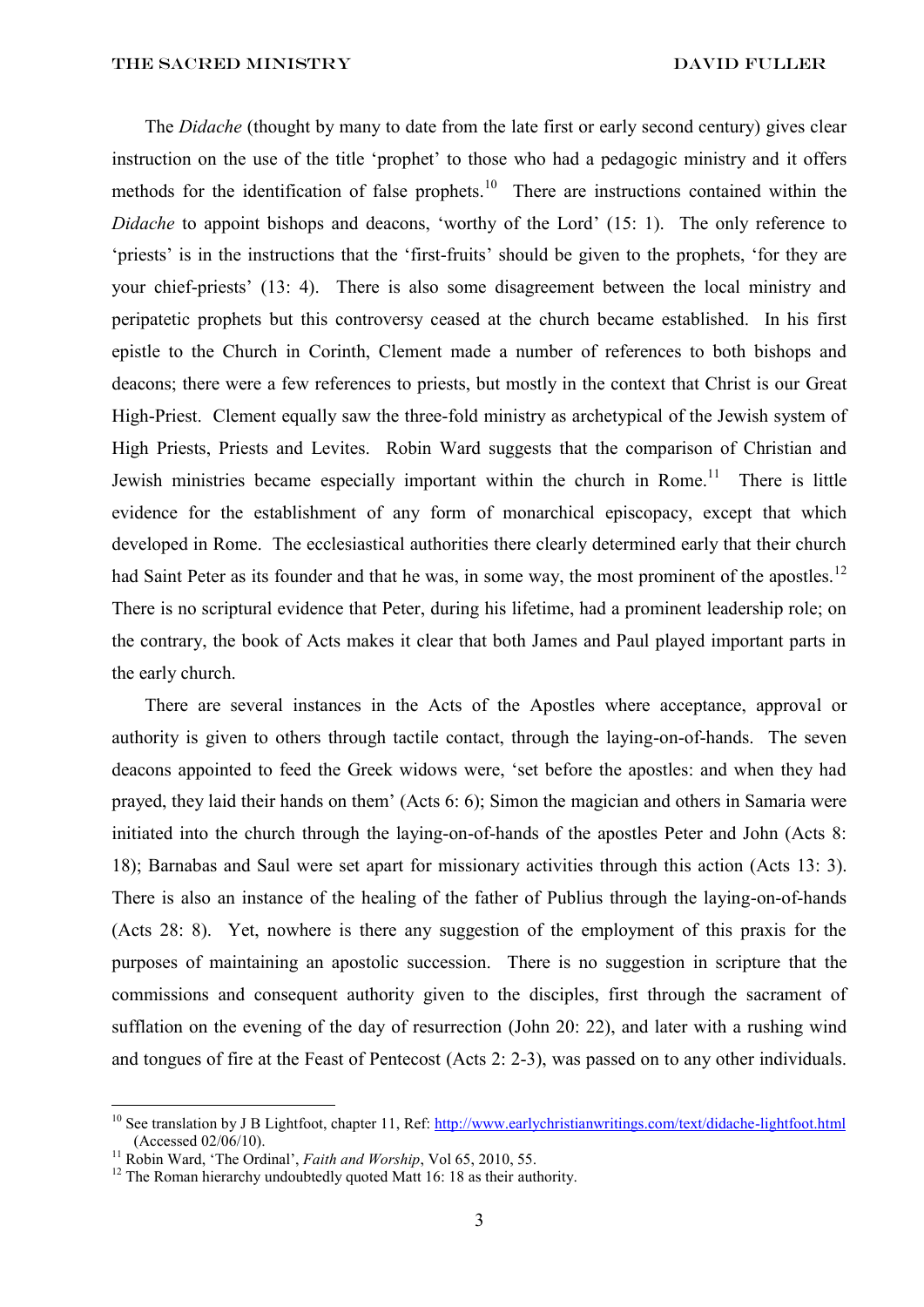The *Didache* (thought by many to date from the late first or early second century) gives clear instruction on the use of the title 'prophet' to those who had a pedagogic ministry and it offers methods for the identification of false prophets.[10] There are instructions contained within the *Didache* to appoint bishops and deacons, 'worthy of the Lord' (15: 1). The only reference to 'priests' is in the instructions that the 'first-fruits' should be given to the prophets, 'for they are your chief-priests' (13: 4). There is also some disagreement between the local ministry and peripatetic prophets but this controversy ceased at the church became established. In his first epistle to the Church in Corinth, Clement made a number of references to both bishops and deacons; there were a few references to priests, but mostly in the context that Christ is our Great High-Priest. Clement equally saw the three-fold ministry as archetypical of the Jewish system of High Priests, Priests and Levites. Robin Ward suggests that the comparison of Christian and Jewish ministries became especially important within the church in Rome.[11] There is little evidence for the establishment of any form of monarchical episcopacy, except that which developed in Rome. The ecclesiastical authorities there clearly determined early that their church had Saint Peter as its founder and that he was, in some way, the most prominent of the apostles.[12] There is no scriptural evidence that Peter, during his lifetime, had a prominent leadership role; on the contrary, the book of Acts makes it clear that both James and Paul played important parts in the early church.

There are several instances in the Acts of the Apostles where acceptance, approval or authority is given to others through tactile contact, through the laying-on-of-hands. The seven deacons appointed to feed the Greek widows were, 'set before the apostles: and when they had prayed, they laid their hands on them' (Acts 6: 6); Simon the magician and others in Samaria were initiated into the church through the laying-on-of-hands of the apostles Peter and John (Acts 8: 18); Barnabas and Saul were set apart for missionary activities through this action (Acts 13: 3). There is also an instance of the healing of the father of Publius through the laying-on-of-hands (Acts 28: 8). Yet, nowhere is there any suggestion of the employment of this praxis for the purposes of maintaining an apostolic succession. There is no suggestion in scripture that the commissions and consequent authority given to the disciples, first through the sacrament of sufflation on the evening of the day of resurrection (John 20: 22), and later with a rushing wind and tongues of fire at the Feast of Pentecost (Acts 2: 2-3), was passed on to any other individuals.

---

[10] See translation by J B Lightfoot, chapter 11, Ref: http://www.earlychristianwritings.com/text/didache-lightfoot.html (Accessed 02/06/10).

[11] Robin Ward, 'The Ordinal', *Faith and Worship*, Vol 65, 2010, 55.

[12] The Roman hierarchy undoubtedly quoted Matt 16: 18 as their authority.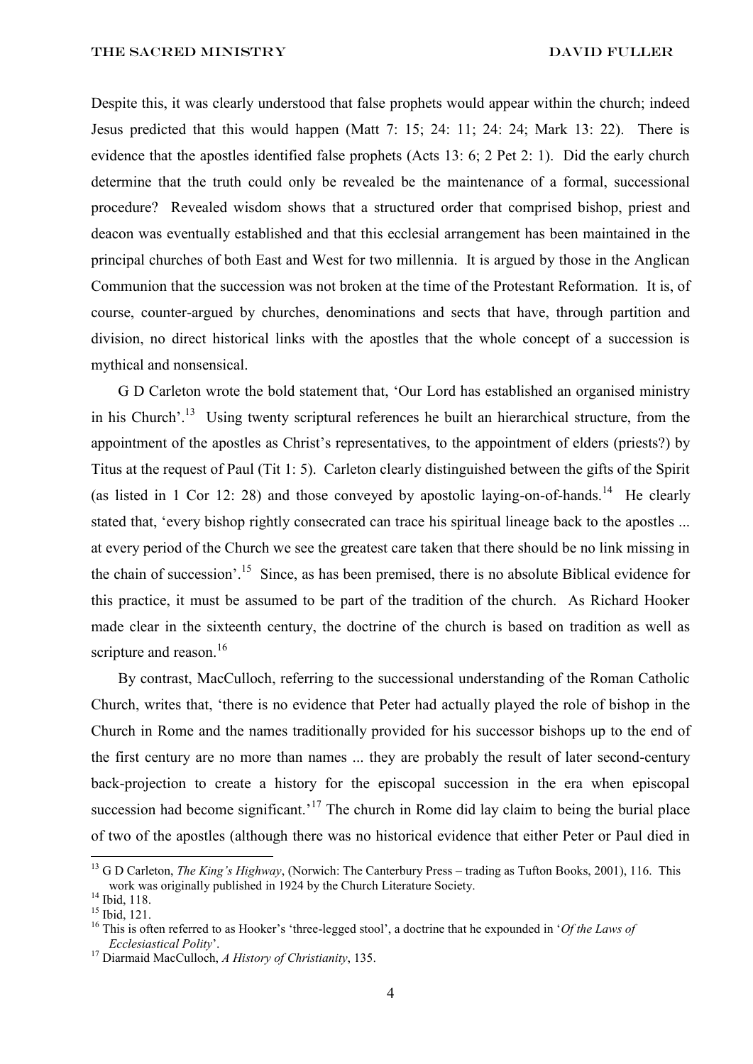Despite this, it was clearly understood that false prophets would appear within the church; indeed Jesus predicted that this would happen (Matt 7: 15; 24: 11; 24: 24; Mark 13: 22). There is evidence that the apostles identified false prophets (Acts 13: 6; 2 Pet 2: 1). Did the early church determine that the truth could only be revealed be the maintenance of a formal, successional procedure? Revealed wisdom shows that a structured order that comprised bishop, priest and deacon was eventually established and that this ecclesial arrangement has been maintained in the principal churches of both East and West for two millennia. It is argued by those in the Anglican Communion that the succession was not broken at the time of the Protestant Reformation. It is, of course, counter-argued by churches, denominations and sects that have, through partition and division, no direct historical links with the apostles that the whole concept of a succession is mythical and nonsensical.

G D Carleton wrote the bold statement that, 'Our Lord has established an organised ministry in his Church'.[13] Using twenty scriptural references he built an hierarchical structure, from the appointment of the apostles as Christ's representatives, to the appointment of elders (priests?) by Titus at the request of Paul (Tit 1: 5). Carleton clearly distinguished between the gifts of the Spirit (as listed in 1 Cor 12: 28) and those conveyed by apostolic laying-on-of-hands.[14] He clearly stated that, 'every bishop rightly consecrated can trace his spiritual lineage back to the apostles ... at every period of the Church we see the greatest care taken that there should be no link missing in the chain of succession'.[15] Since, as has been premised, there is no absolute Biblical evidence for this practice, it must be assumed to be part of the tradition of the church. As Richard Hooker made clear in the sixteenth century, the doctrine of the church is based on tradition as well as scripture and reason.[16]

By contrast, MacCulloch, referring to the successional understanding of the Roman Catholic Church, writes that, 'there is no evidence that Peter had actually played the role of bishop in the Church in Rome and the names traditionally provided for his successor bishops up to the end of the first century are no more than names ... they are probably the result of later second-century back-projection to create a history for the episcopal succession in the era when episcopal succession had become significant.'[17] The church in Rome did lay claim to being the burial place of two of the apostles (although there was no historical evidence that either Peter or Paul died in

---

[13] G D Carleton, *The King's Highway*, (Norwich: The Canterbury Press – trading as Tufton Books, 2001), 116. This work was originally published in 1924 by the Church Literature Society.

[14] Ibid, 118.

[15] Ibid, 121.

[16] This is often referred to as Hooker's 'three-legged stool', a doctrine that he expounded in '*Of the Laws of Ecclesiastical Polity*'.

[17] Diarmaid MacCulloch, *A History of Christianity*, 135.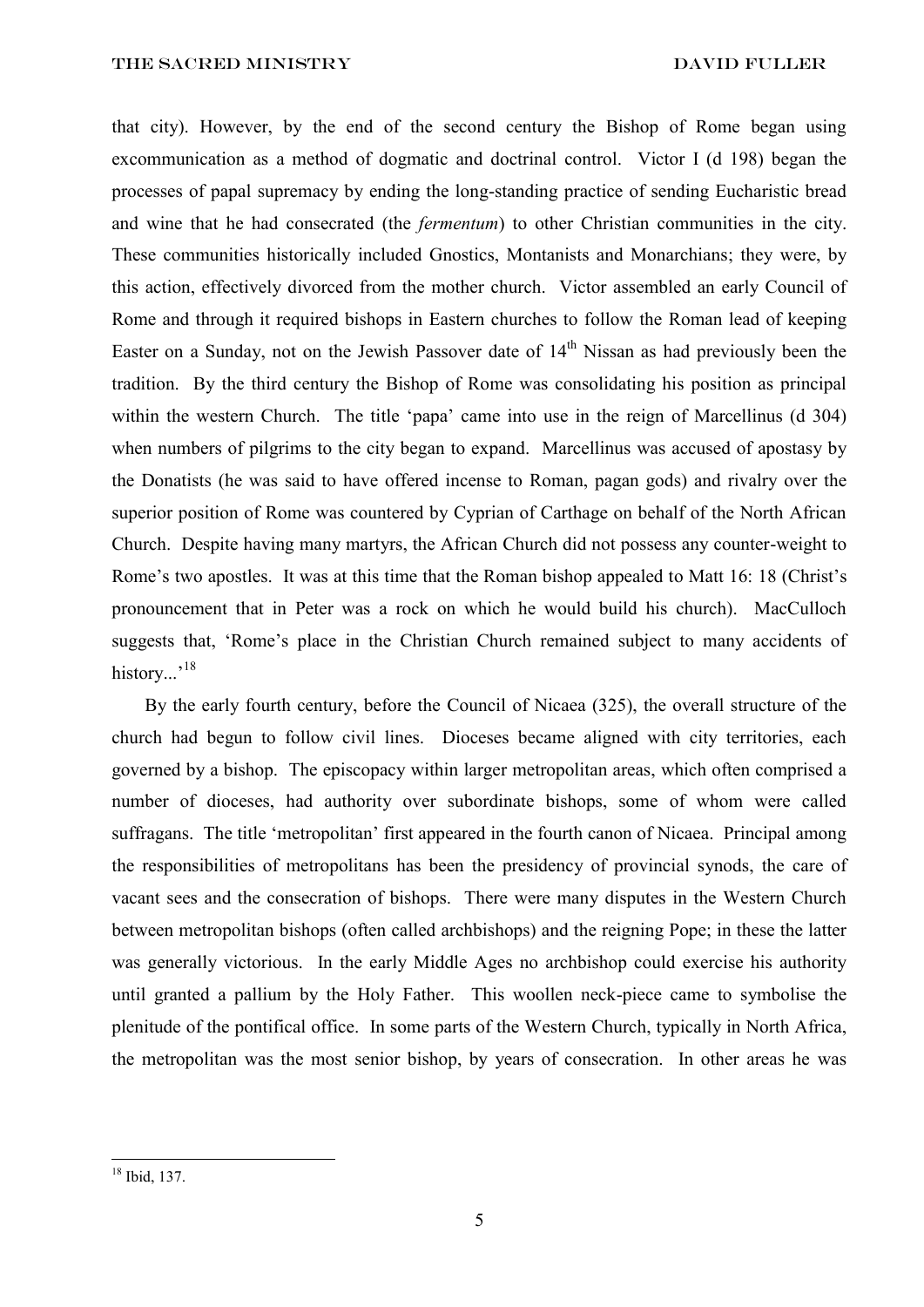that city). However, by the end of the second century the Bishop of Rome began using excommunication as a method of dogmatic and doctrinal control. Victor I (d 198) began the processes of papal supremacy by ending the long-standing practice of sending Eucharistic bread and wine that he had consecrated (the *fermentum*) to other Christian communities in the city. These communities historically included Gnostics, Montanists and Monarchians; they were, by this action, effectively divorced from the mother church. Victor assembled an early Council of Rome and through it required bishops in Eastern churches to follow the Roman lead of keeping Easter on a Sunday, not on the Jewish Passover date of 14th Nissan as had previously been the tradition. By the third century the Bishop of Rome was consolidating his position as principal within the western Church. The title 'papa' came into use in the reign of Marcellinus (d 304) when numbers of pilgrims to the city began to expand. Marcellinus was accused of apostasy by the Donatists (he was said to have offered incense to Roman, pagan gods) and rivalry over the superior position of Rome was countered by Cyprian of Carthage on behalf of the North African Church. Despite having many martyrs, the African Church did not possess any counter-weight to Rome's two apostles. It was at this time that the Roman bishop appealed to Matt 16: 18 (Christ's pronouncement that in Peter was a rock on which he would build his church). MacCulloch suggests that, 'Rome's place in the Christian Church remained subject to many accidents of history...'[18]

By the early fourth century, before the Council of Nicaea (325), the overall structure of the church had begun to follow civil lines. Dioceses became aligned with city territories, each governed by a bishop. The episcopacy within larger metropolitan areas, which often comprised a number of dioceses, had authority over subordinate bishops, some of whom were called suffragans. The title 'metropolitan' first appeared in the fourth canon of Nicaea. Principal among the responsibilities of metropolitans has been the presidency of provincial synods, the care of vacant sees and the consecration of bishops. There were many disputes in the Western Church between metropolitan bishops (often called archbishops) and the reigning Pope; in these the latter was generally victorious. In the early Middle Ages no archbishop could exercise his authority until granted a pallium by the Holy Father. This woollen neck-piece came to symbolise the plenitude of the pontifical office. In some parts of the Western Church, typically in North Africa, the metropolitan was the most senior bishop, by years of consecration. In other areas he was

[18] Ibid, 137.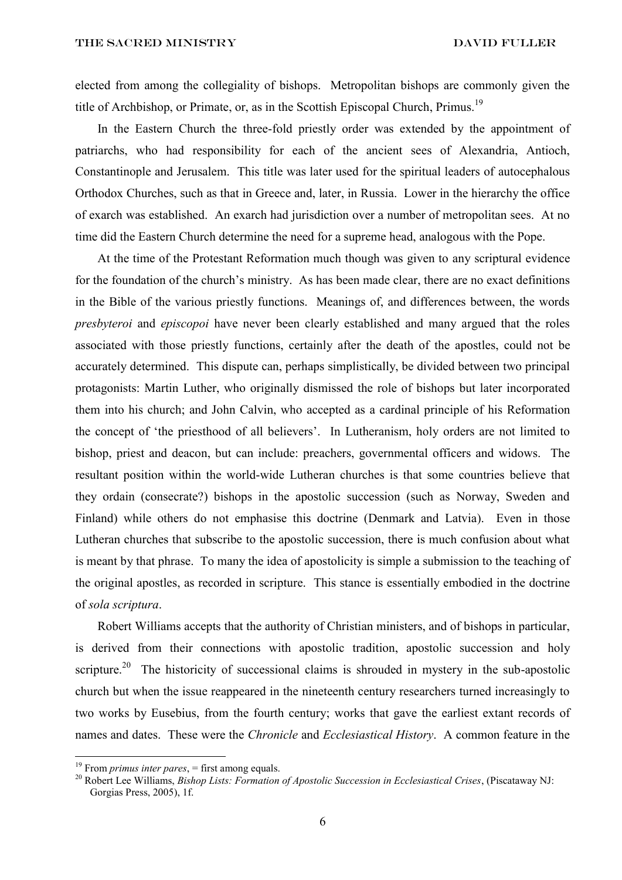elected from among the collegiality of bishops. Metropolitan bishops are commonly given the title of Archbishop, or Primate, or, as in the Scottish Episcopal Church, Primus.[19]

In the Eastern Church the three-fold priestly order was extended by the appointment of patriarchs, who had responsibility for each of the ancient sees of Alexandria, Antioch, Constantinople and Jerusalem. This title was later used for the spiritual leaders of autocephalous Orthodox Churches, such as that in Greece and, later, in Russia. Lower in the hierarchy the office of exarch was established. An exarch had jurisdiction over a number of metropolitan sees. At no time did the Eastern Church determine the need for a supreme head, analogous with the Pope.

At the time of the Protestant Reformation much though was given to any scriptural evidence for the foundation of the church's ministry. As has been made clear, there are no exact definitions in the Bible of the various priestly functions. Meanings of, and differences between, the words *presbyteroi* and *episcopoi* have never been clearly established and many argued that the roles associated with those priestly functions, certainly after the death of the apostles, could not be accurately determined. This dispute can, perhaps simplistically, be divided between two principal protagonists: Martin Luther, who originally dismissed the role of bishops but later incorporated them into his church; and John Calvin, who accepted as a cardinal principle of his Reformation the concept of 'the priesthood of all believers'. In Lutheranism, holy orders are not limited to bishop, priest and deacon, but can include: preachers, governmental officers and widows. The resultant position within the world-wide Lutheran churches is that some countries believe that they ordain (consecrate?) bishops in the apostolic succession (such as Norway, Sweden and Finland) while others do not emphasise this doctrine (Denmark and Latvia). Even in those Lutheran churches that subscribe to the apostolic succession, there is much confusion about what is meant by that phrase. To many the idea of apostolicity is simple a submission to the teaching of the original apostles, as recorded in scripture. This stance is essentially embodied in the doctrine of *sola scriptura*.

Robert Williams accepts that the authority of Christian ministers, and of bishops in particular, is derived from their connections with apostolic tradition, apostolic succession and holy scripture.[20] The historicity of successional claims is shrouded in mystery in the sub-apostolic church but when the issue reappeared in the nineteenth century researchers turned increasingly to two works by Eusebius, from the fourth century; works that gave the earliest extant records of names and dates. These were the *Chronicle* and *Ecclesiastical History*. A common feature in the

---

[19] From *primus inter pares*, = first among equals.

[20] Robert Lee Williams, *Bishop Lists: Formation of Apostolic Succession in Ecclesiastical Crises*, (Piscataway NJ: Gorgias Press, 2005), 1f.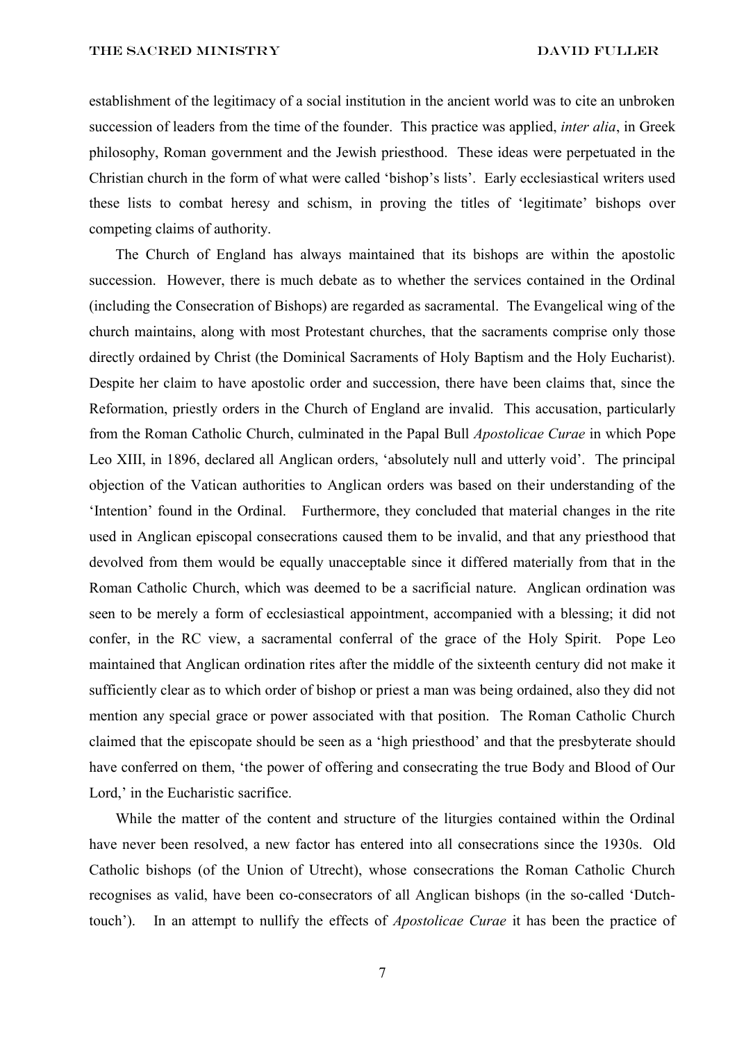establishment of the legitimacy of a social institution in the ancient world was to cite an unbroken succession of leaders from the time of the founder. This practice was applied, *inter alia*, in Greek philosophy, Roman government and the Jewish priesthood. These ideas were perpetuated in the Christian church in the form of what were called 'bishop's lists'. Early ecclesiastical writers used these lists to combat heresy and schism, in proving the titles of 'legitimate' bishops over competing claims of authority.

The Church of England has always maintained that its bishops are within the apostolic succession. However, there is much debate as to whether the services contained in the Ordinal (including the Consecration of Bishops) are regarded as sacramental. The Evangelical wing of the church maintains, along with most Protestant churches, that the sacraments comprise only those directly ordained by Christ (the Dominical Sacraments of Holy Baptism and the Holy Eucharist). Despite her claim to have apostolic order and succession, there have been claims that, since the Reformation, priestly orders in the Church of England are invalid. This accusation, particularly from the Roman Catholic Church, culminated in the Papal Bull *Apostolicae Curae* in which Pope Leo XIII, in 1896, declared all Anglican orders, 'absolutely null and utterly void'. The principal objection of the Vatican authorities to Anglican orders was based on their understanding of the 'Intention' found in the Ordinal. Furthermore, they concluded that material changes in the rite used in Anglican episcopal consecrations caused them to be invalid, and that any priesthood that devolved from them would be equally unacceptable since it differed materially from that in the Roman Catholic Church, which was deemed to be a sacrificial nature. Anglican ordination was seen to be merely a form of ecclesiastical appointment, accompanied with a blessing; it did not confer, in the RC view, a sacramental conferral of the grace of the Holy Spirit. Pope Leo maintained that Anglican ordination rites after the middle of the sixteenth century did not make it sufficiently clear as to which order of bishop or priest a man was being ordained, also they did not mention any special grace or power associated with that position. The Roman Catholic Church claimed that the episcopate should be seen as a 'high priesthood' and that the presbyterate should have conferred on them, 'the power of offering and consecrating the true Body and Blood of Our Lord,' in the Eucharistic sacrifice.

While the matter of the content and structure of the liturgies contained within the Ordinal have never been resolved, a new factor has entered into all consecrations since the 1930s. Old Catholic bishops (of the Union of Utrecht), whose consecrations the Roman Catholic Church recognises as valid, have been co-consecrators of all Anglican bishops (in the so-called 'Dutch-touch'). In an attempt to nullify the effects of *Apostolicae Curae* it has been the practice of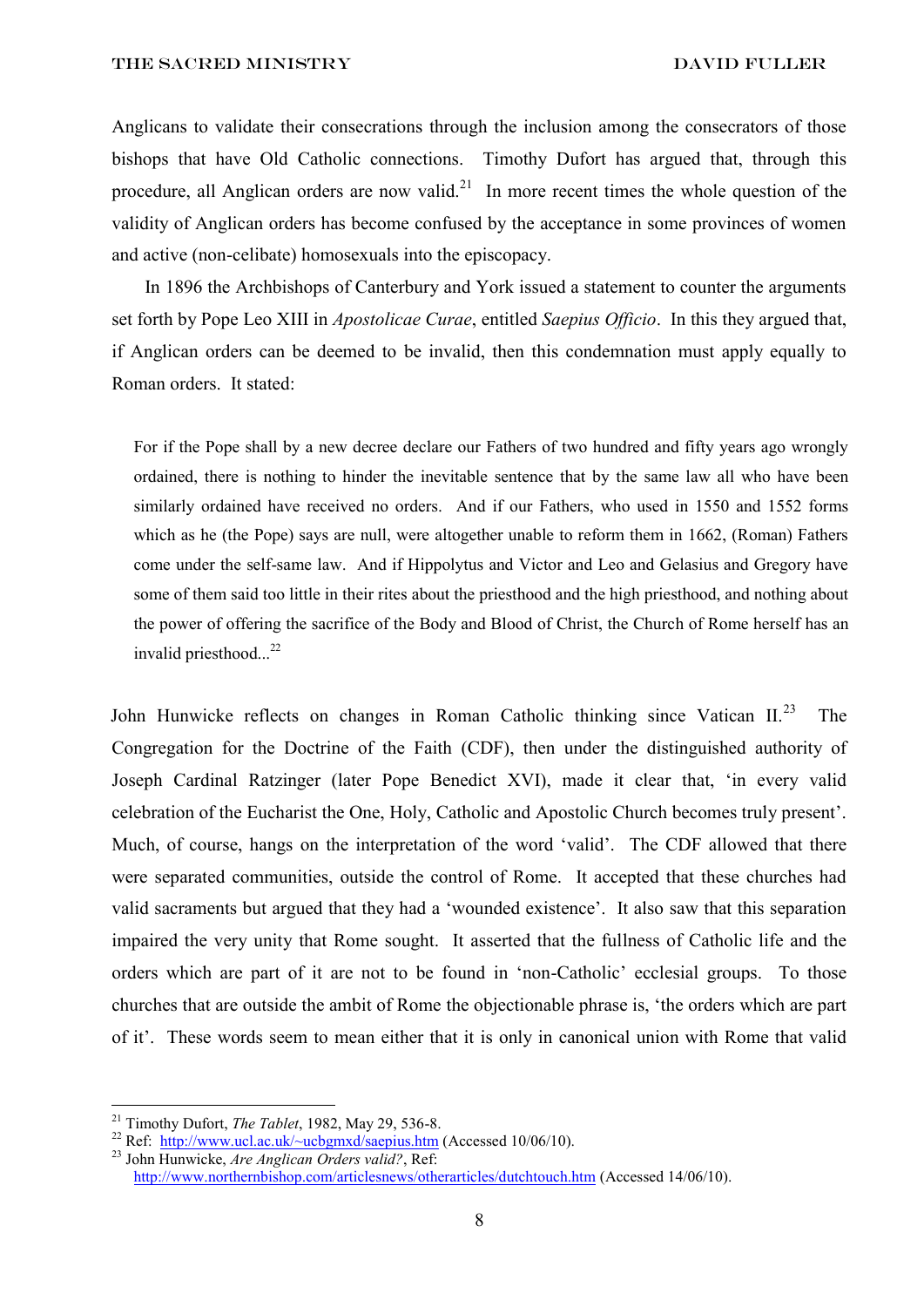Anglicans to validate their consecrations through the inclusion among the consecrators of those bishops that have Old Catholic connections. Timothy Dufort has argued that, through this procedure, all Anglican orders are now valid.[21] In more recent times the whole question of the validity of Anglican orders has become confused by the acceptance in some provinces of women and active (non-celibate) homosexuals into the episcopacy.

In 1896 the Archbishops of Canterbury and York issued a statement to counter the arguments set forth by Pope Leo XIII in *Apostolicae Curae*, entitled *Saepius Officio*. In this they argued that, if Anglican orders can be deemed to be invalid, then this condemnation must apply equally to Roman orders. It stated:

> For if the Pope shall by a new decree declare our Fathers of two hundred and fifty years ago wrongly ordained, there is nothing to hinder the inevitable sentence that by the same law all who have been similarly ordained have received no orders. And if our Fathers, who used in 1550 and 1552 forms which as he (the Pope) says are null, were altogether unable to reform them in 1662, (Roman) Fathers come under the self-same law. And if Hippolytus and Victor and Leo and Gelasius and Gregory have some of them said too little in their rites about the priesthood and the high priesthood, and nothing about the power of offering the sacrifice of the Body and Blood of Christ, the Church of Rome herself has an invalid priesthood...[22]

John Hunwicke reflects on changes in Roman Catholic thinking since Vatican II.[23] The Congregation for the Doctrine of the Faith (CDF), then under the distinguished authority of Joseph Cardinal Ratzinger (later Pope Benedict XVI), made it clear that, 'in every valid celebration of the Eucharist the One, Holy, Catholic and Apostolic Church becomes truly present'. Much, of course, hangs on the interpretation of the word 'valid'. The CDF allowed that there were separated communities, outside the control of Rome. It accepted that these churches had valid sacraments but argued that they had a 'wounded existence'. It also saw that this separation impaired the very unity that Rome sought. It asserted that the fullness of Catholic life and the orders which are part of it are not to be found in 'non-Catholic' ecclesial groups. To those churches that are outside the ambit of Rome the objectionable phrase is, 'the orders which are part of it'. These words seem to mean either that it is only in canonical union with Rome that valid

---

[21] Timothy Dufort, *The Tablet*, 1982, May 29, 536-8.

[22] Ref: http://www.ucl.ac.uk/~ucbgmxd/saepius.htm (Accessed 10/06/10).

[23] John Hunwicke, *Are Anglican Orders valid?*, Ref: http://www.northernbishop.com/articlesnews/otherarticles/dutchtouch.htm (Accessed 14/06/10).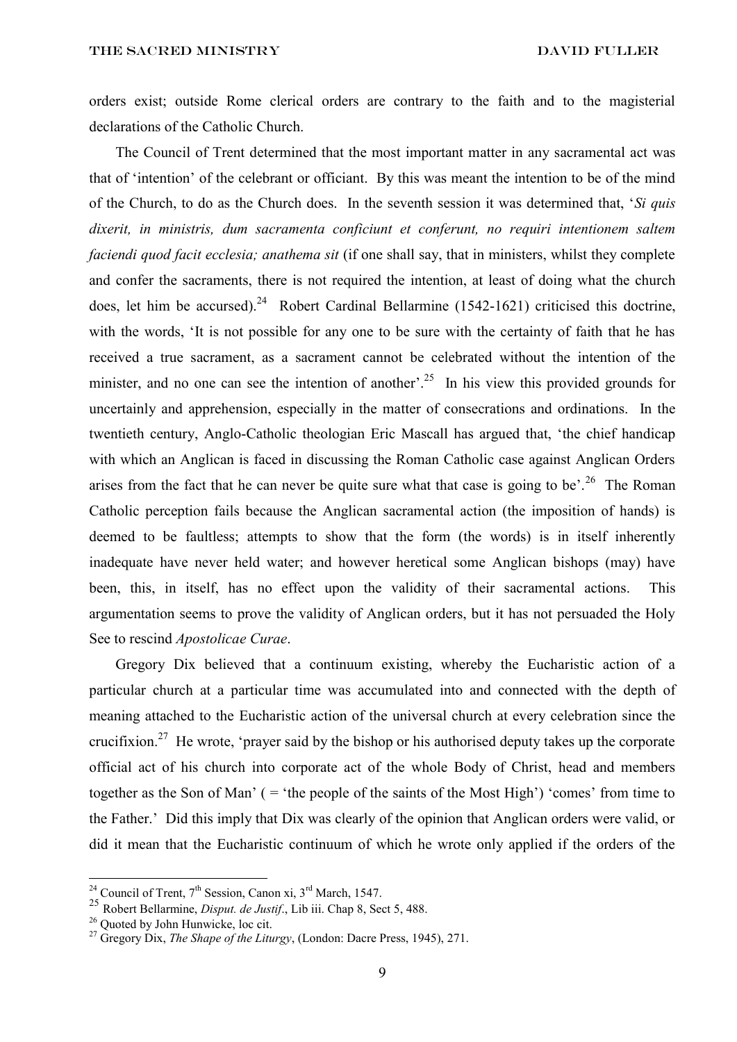orders exist; outside Rome clerical orders are contrary to the faith and to the magisterial declarations of the Catholic Church.

The Council of Trent determined that the most important matter in any sacramental act was that of 'intention' of the celebrant or officiant. By this was meant the intention to be of the mind of the Church, to do as the Church does. In the seventh session it was determined that, '*Si quis dixerit, in ministris, dum sacramenta conficiunt et conferunt, no requiri intentionem saltem faciendi quod facit ecclesia; anathema sit* (if one shall say, that in ministers, whilst they complete and confer the sacraments, there is not required the intention, at least of doing what the church does, let him be accursed).[24] Robert Cardinal Bellarmine (1542-1621) criticised this doctrine, with the words, 'It is not possible for any one to be sure with the certainty of faith that he has received a true sacrament, as a sacrament cannot be celebrated without the intention of the minister, and no one can see the intention of another'.[25] In his view this provided grounds for uncertainly and apprehension, especially in the matter of consecrations and ordinations. In the twentieth century, Anglo-Catholic theologian Eric Mascall has argued that, 'the chief handicap with which an Anglican is faced in discussing the Roman Catholic case against Anglican Orders arises from the fact that he can never be quite sure what that case is going to be'.[26] The Roman Catholic perception fails because the Anglican sacramental action (the imposition of hands) is deemed to be faultless; attempts to show that the form (the words) is in itself inherently inadequate have never held water; and however heretical some Anglican bishops (may) have been, this, in itself, has no effect upon the validity of their sacramental actions. This argumentation seems to prove the validity of Anglican orders, but it has not persuaded the Holy See to rescind *Apostolicae Curae*.

Gregory Dix believed that a continuum existing, whereby the Eucharistic action of a particular church at a particular time was accumulated into and connected with the depth of meaning attached to the Eucharistic action of the universal church at every celebration since the crucifixion.[27] He wrote, 'prayer said by the bishop or his authorised deputy takes up the corporate official act of his church into corporate act of the whole Body of Christ, head and members together as the Son of Man' ( = 'the people of the saints of the Most High') 'comes' from time to the Father.' Did this imply that Dix was clearly of the opinion that Anglican orders were valid, or did it mean that the Eucharistic continuum of which he wrote only applied if the orders of the

---

[24] Council of Trent, 7th Session, Canon xi, 3rd March, 1547.

[25] Robert Bellarmine, *Disput. de Justif.*, Lib iii. Chap 8, Sect 5, 488.

[26] Quoted by John Hunwicke, loc cit.

[27] Gregory Dix, *The Shape of the Liturgy*, (London: Dacre Press, 1945), 271.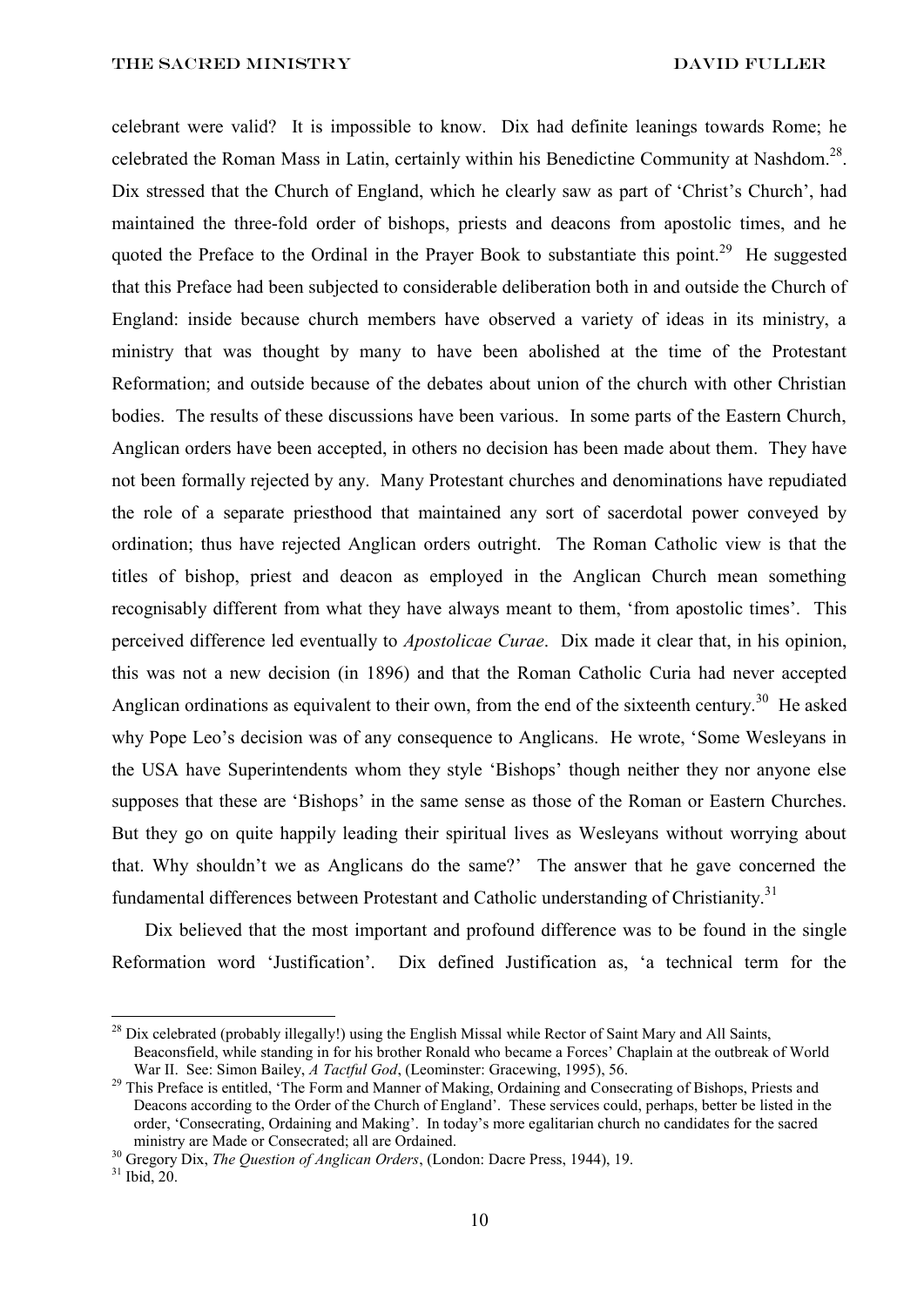celebrant were valid? It is impossible to know. Dix had definite leanings towards Rome; he celebrated the Roman Mass in Latin, certainly within his Benedictine Community at Nashdom.[28]. Dix stressed that the Church of England, which he clearly saw as part of 'Christ's Church', had maintained the three-fold order of bishops, priests and deacons from apostolic times, and he quoted the Preface to the Ordinal in the Prayer Book to substantiate this point.[29] He suggested that this Preface had been subjected to considerable deliberation both in and outside the Church of England: inside because church members have observed a variety of ideas in its ministry, a ministry that was thought by many to have been abolished at the time of the Protestant Reformation; and outside because of the debates about union of the church with other Christian bodies. The results of these discussions have been various. In some parts of the Eastern Church, Anglican orders have been accepted, in others no decision has been made about them. They have not been formally rejected by any. Many Protestant churches and denominations have repudiated the role of a separate priesthood that maintained any sort of sacerdotal power conveyed by ordination; thus have rejected Anglican orders outright. The Roman Catholic view is that the titles of bishop, priest and deacon as employed in the Anglican Church mean something recognisably different from what they have always meant to them, 'from apostolic times'. This perceived difference led eventually to *Apostolicae Curae*. Dix made it clear that, in his opinion, this was not a new decision (in 1896) and that the Roman Catholic Curia had never accepted Anglican ordinations as equivalent to their own, from the end of the sixteenth century.[30] He asked why Pope Leo's decision was of any consequence to Anglicans. He wrote, 'Some Wesleyans in the USA have Superintendents whom they style 'Bishops' though neither they nor anyone else supposes that these are 'Bishops' in the same sense as those of the Roman or Eastern Churches. But they go on quite happily leading their spiritual lives as Wesleyans without worrying about that. Why shouldn't we as Anglicans do the same?' The answer that he gave concerned the fundamental differences between Protestant and Catholic understanding of Christianity.[31]

Dix believed that the most important and profound difference was to be found in the single Reformation word 'Justification'. Dix defined Justification as, 'a technical term for the

---

[28] Dix celebrated (probably illegally!) using the English Missal while Rector of Saint Mary and All Saints, Beaconsfield, while standing in for his brother Ronald who became a Forces' Chaplain at the outbreak of World War II. See: Simon Bailey, *A Tactful God*, (Leominster: Gracewing, 1995), 56.

[29] This Preface is entitled, 'The Form and Manner of Making, Ordaining and Consecrating of Bishops, Priests and Deacons according to the Order of the Church of England'. These services could, perhaps, better be listed in the order, 'Consecrating, Ordaining and Making'. In today's more egalitarian church no candidates for the sacred ministry are Made or Consecrated; all are Ordained.

[30] Gregory Dix, *The Question of Anglican Orders*, (London: Dacre Press, 1944), 19.

[31] Ibid, 20.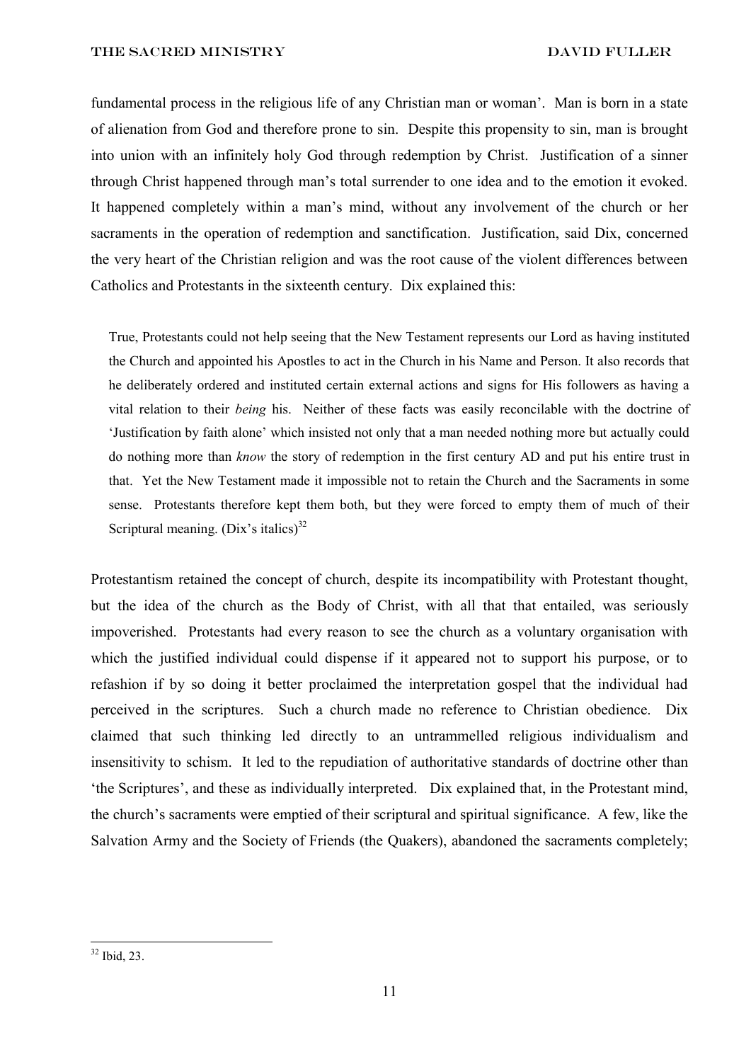fundamental process in the religious life of any Christian man or woman'. Man is born in a state of alienation from God and therefore prone to sin. Despite this propensity to sin, man is brought into union with an infinitely holy God through redemption by Christ. Justification of a sinner through Christ happened through man's total surrender to one idea and to the emotion it evoked. It happened completely within a man's mind, without any involvement of the church or her sacraments in the operation of redemption and sanctification. Justification, said Dix, concerned the very heart of the Christian religion and was the root cause of the violent differences between Catholics and Protestants in the sixteenth century. Dix explained this:

> True, Protestants could not help seeing that the New Testament represents our Lord as having instituted the Church and appointed his Apostles to act in the Church in his Name and Person. It also records that he deliberately ordered and instituted certain external actions and signs for His followers as having a vital relation to their *being* his. Neither of these facts was easily reconcilable with the doctrine of 'Justification by faith alone' which insisted not only that a man needed nothing more but actually could do nothing more than *know* the story of redemption in the first century AD and put his entire trust in that. Yet the New Testament made it impossible not to retain the Church and the Sacraments in some sense. Protestants therefore kept them both, but they were forced to empty them of much of their Scriptural meaning. (Dix's italics)[32]

Protestantism retained the concept of church, despite its incompatibility with Protestant thought, but the idea of the church as the Body of Christ, with all that that entailed, was seriously impoverished. Protestants had every reason to see the church as a voluntary organisation with which the justified individual could dispense if it appeared not to support his purpose, or to refashion if by so doing it better proclaimed the interpretation gospel that the individual had perceived in the scriptures. Such a church made no reference to Christian obedience. Dix claimed that such thinking led directly to an untrammelled religious individualism and insensitivity to schism. It led to the repudiation of authoritative standards of doctrine other than 'the Scriptures', and these as individually interpreted. Dix explained that, in the Protestant mind, the church's sacraments were emptied of their scriptural and spiritual significance. A few, like the Salvation Army and the Society of Friends (the Quakers), abandoned the sacraments completely;

---

[32] Ibid, 23.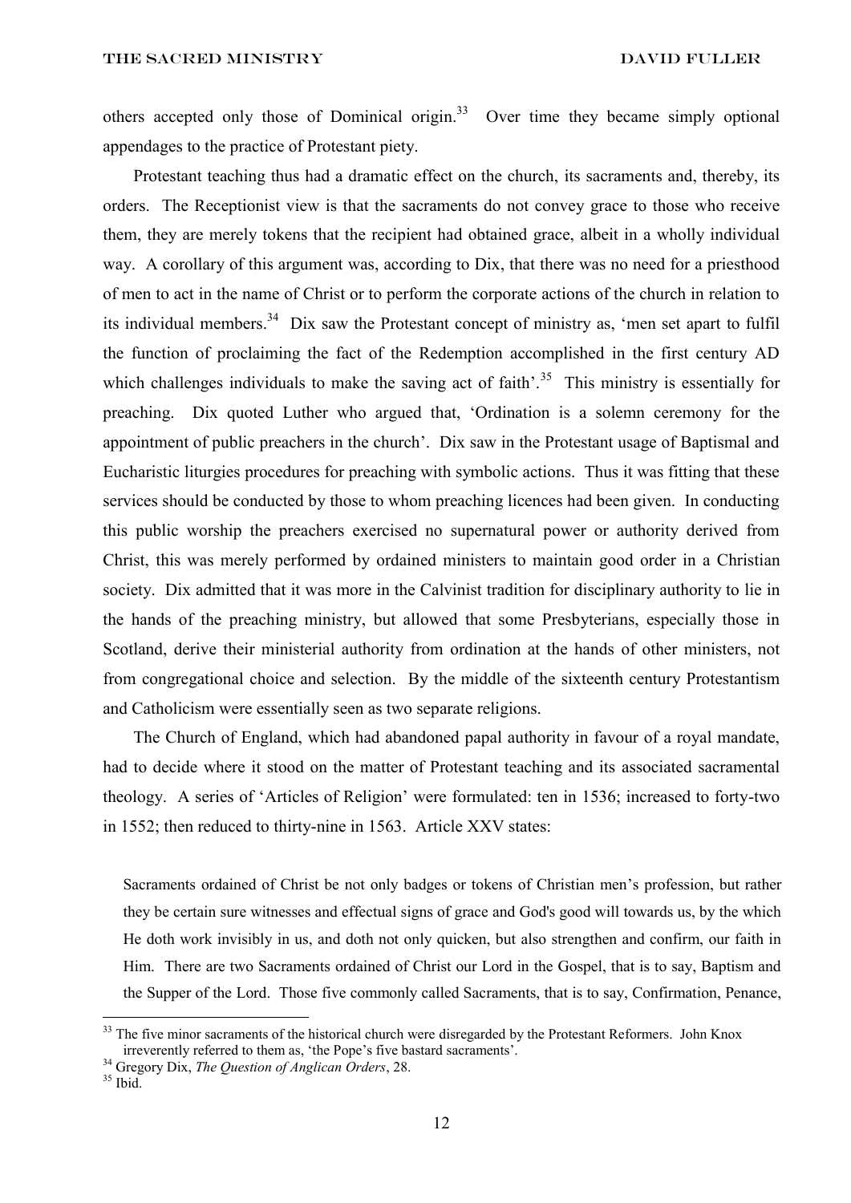others accepted only those of Dominical origin.[33] Over time they became simply optional appendages to the practice of Protestant piety.

Protestant teaching thus had a dramatic effect on the church, its sacraments and, thereby, its orders. The Receptionist view is that the sacraments do not convey grace to those who receive them, they are merely tokens that the recipient had obtained grace, albeit in a wholly individual way. A corollary of this argument was, according to Dix, that there was no need for a priesthood of men to act in the name of Christ or to perform the corporate actions of the church in relation to its individual members.[34] Dix saw the Protestant concept of ministry as, 'men set apart to fulfil the function of proclaiming the fact of the Redemption accomplished in the first century AD which challenges individuals to make the saving act of faith'.[35] This ministry is essentially for preaching. Dix quoted Luther who argued that, 'Ordination is a solemn ceremony for the appointment of public preachers in the church'. Dix saw in the Protestant usage of Baptismal and Eucharistic liturgies procedures for preaching with symbolic actions. Thus it was fitting that these services should be conducted by those to whom preaching licences had been given. In conducting this public worship the preachers exercised no supernatural power or authority derived from Christ, this was merely performed by ordained ministers to maintain good order in a Christian society. Dix admitted that it was more in the Calvinist tradition for disciplinary authority to lie in the hands of the preaching ministry, but allowed that some Presbyterians, especially those in Scotland, derive their ministerial authority from ordination at the hands of other ministers, not from congregational choice and selection. By the middle of the sixteenth century Protestantism and Catholicism were essentially seen as two separate religions.

The Church of England, which had abandoned papal authority in favour of a royal mandate, had to decide where it stood on the matter of Protestant teaching and its associated sacramental theology. A series of 'Articles of Religion' were formulated: ten in 1536; increased to forty-two in 1552; then reduced to thirty-nine in 1563. Article XXV states:

> Sacraments ordained of Christ be not only badges or tokens of Christian men's profession, but rather they be certain sure witnesses and effectual signs of grace and God's good will towards us, by the which He doth work invisibly in us, and doth not only quicken, but also strengthen and confirm, our faith in Him. There are two Sacraments ordained of Christ our Lord in the Gospel, that is to say, Baptism and the Supper of the Lord. Those five commonly called Sacraments, that is to say, Confirmation, Penance,

---

[33] The five minor sacraments of the historical church were disregarded by the Protestant Reformers. John Knox irreverently referred to them as, 'the Pope's five bastard sacraments'.

[34] Gregory Dix, *The Question of Anglican Orders*, 28.

[35] Ibid.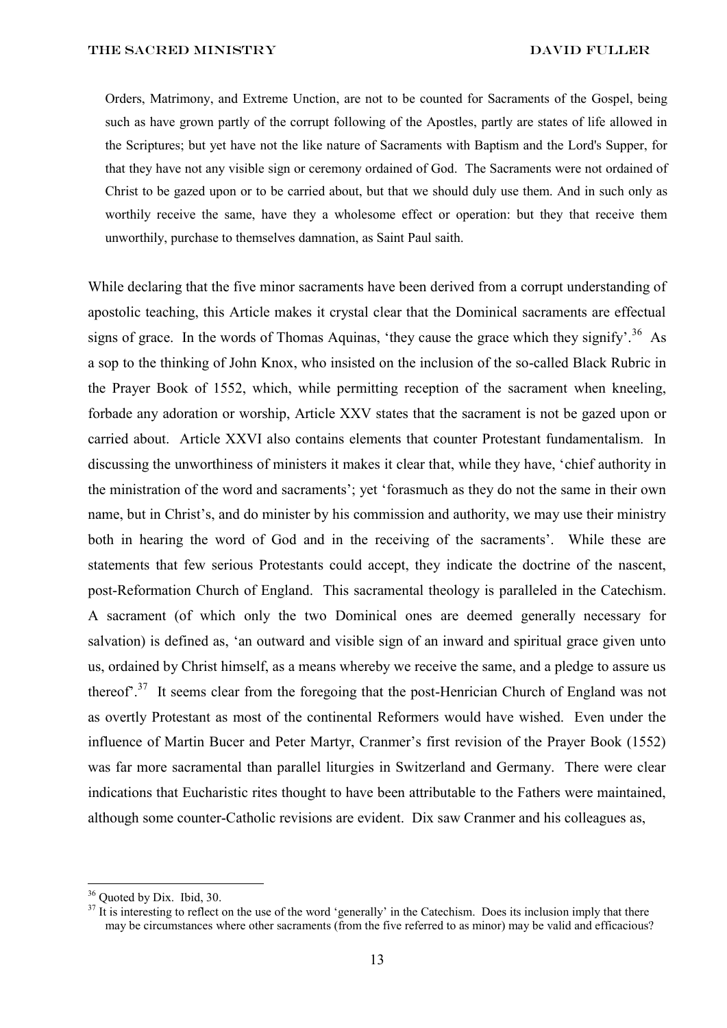> Orders, Matrimony, and Extreme Unction, are not to be counted for Sacraments of the Gospel, being such as have grown partly of the corrupt following of the Apostles, partly are states of life allowed in the Scriptures; but yet have not the like nature of Sacraments with Baptism and the Lord's Supper, for that they have not any visible sign or ceremony ordained of God. The Sacraments were not ordained of Christ to be gazed upon or to be carried about, but that we should duly use them. And in such only as worthily receive the same, have they a wholesome effect or operation: but they that receive them unworthily, purchase to themselves damnation, as Saint Paul saith.

While declaring that the five minor sacraments have been derived from a corrupt understanding of apostolic teaching, this Article makes it crystal clear that the Dominical sacraments are effectual signs of grace. In the words of Thomas Aquinas, 'they cause the grace which they signify'.[36] As a sop to the thinking of John Knox, who insisted on the inclusion of the so-called Black Rubric in the Prayer Book of 1552, which, while permitting reception of the sacrament when kneeling, forbade any adoration or worship, Article XXV states that the sacrament is not be gazed upon or carried about. Article XXVI also contains elements that counter Protestant fundamentalism. In discussing the unworthiness of ministers it makes it clear that, while they have, 'chief authority in the ministration of the word and sacraments'; yet 'forasmuch as they do not the same in their own name, but in Christ's, and do minister by his commission and authority, we may use their ministry both in hearing the word of God and in the receiving of the sacraments'. While these are statements that few serious Protestants could accept, they indicate the doctrine of the nascent, post-Reformation Church of England. This sacramental theology is paralleled in the Catechism. A sacrament (of which only the two Dominical ones are deemed generally necessary for salvation) is defined as, 'an outward and visible sign of an inward and spiritual grace given unto us, ordained by Christ himself, as a means whereby we receive the same, and a pledge to assure us thereof'.[37] It seems clear from the foregoing that the post-Henrician Church of England was not as overtly Protestant as most of the continental Reformers would have wished. Even under the influence of Martin Bucer and Peter Martyr, Cranmer's first revision of the Prayer Book (1552) was far more sacramental than parallel liturgies in Switzerland and Germany. There were clear indications that Eucharistic rites thought to have been attributable to the Fathers were maintained, although some counter-Catholic revisions are evident. Dix saw Cranmer and his colleagues as,

---

[36] Quoted by Dix. Ibid, 30.

[37] It is interesting to reflect on the use of the word 'generally' in the Catechism. Does its inclusion imply that there may be circumstances where other sacraments (from the five referred to as minor) may be valid and efficacious?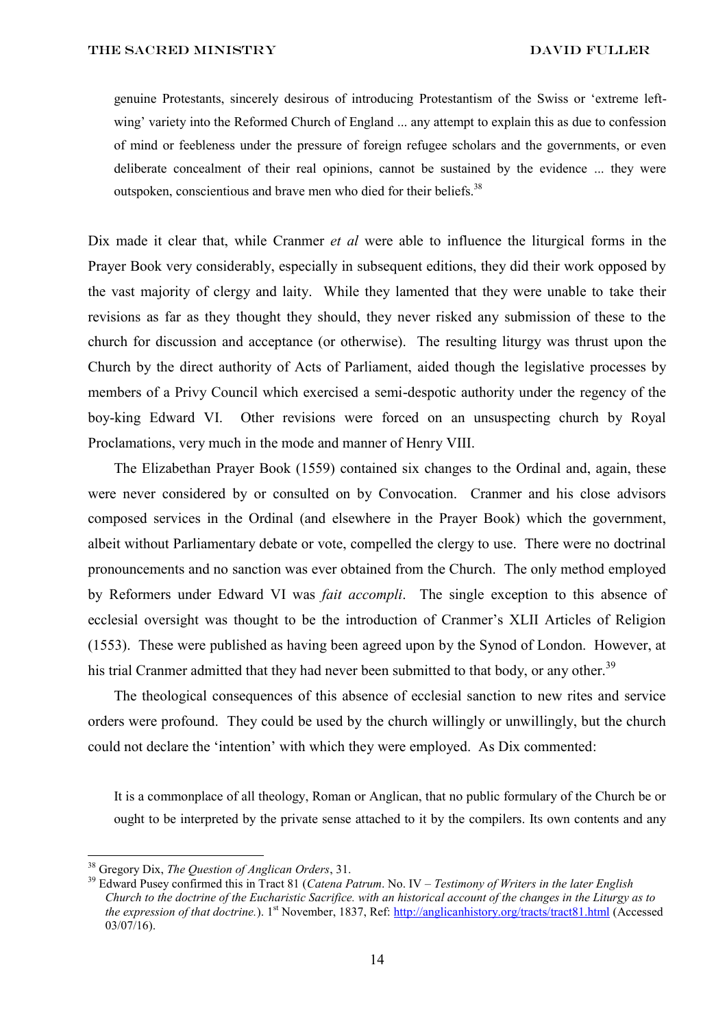> genuine Protestants, sincerely desirous of introducing Protestantism of the Swiss or 'extreme left-wing' variety into the Reformed Church of England ... any attempt to explain this as due to confession of mind or feebleness under the pressure of foreign refugee scholars and the governments, or even deliberate concealment of their real opinions, cannot be sustained by the evidence ... they were outspoken, conscientious and brave men who died for their beliefs.[38]

Dix made it clear that, while Cranmer *et al* were able to influence the liturgical forms in the Prayer Book very considerably, especially in subsequent editions, they did their work opposed by the vast majority of clergy and laity. While they lamented that they were unable to take their revisions as far as they thought they should, they never risked any submission of these to the church for discussion and acceptance (or otherwise). The resulting liturgy was thrust upon the Church by the direct authority of Acts of Parliament, aided though the legislative processes by members of a Privy Council which exercised a semi-despotic authority under the regency of the boy-king Edward VI. Other revisions were forced on an unsuspecting church by Royal Proclamations, very much in the mode and manner of Henry VIII.

The Elizabethan Prayer Book (1559) contained six changes to the Ordinal and, again, these were never considered by or consulted on by Convocation. Cranmer and his close advisors composed services in the Ordinal (and elsewhere in the Prayer Book) which the government, albeit without Parliamentary debate or vote, compelled the clergy to use. There were no doctrinal pronouncements and no sanction was ever obtained from the Church. The only method employed by Reformers under Edward VI was *fait accompli*. The single exception to this absence of ecclesial oversight was thought to be the introduction of Cranmer's XLII Articles of Religion (1553). These were published as having been agreed upon by the Synod of London. However, at his trial Cranmer admitted that they had never been submitted to that body, or any other.[39]

The theological consequences of this absence of ecclesial sanction to new rites and service orders were profound. They could be used by the church willingly or unwillingly, but the church could not declare the 'intention' with which they were employed. As Dix commented:

> It is a commonplace of all theology, Roman or Anglican, that no public formulary of the Church be or ought to be interpreted by the private sense attached to it by the compilers. Its own contents and any

---

[38] Gregory Dix, *The Question of Anglican Orders*, 31.

[39] Edward Pusey confirmed this in Tract 81 (*Catena Patrum*. No. IV – *Testimony of Writers in the later English Church to the doctrine of the Eucharistic Sacrifice. with an historical account of the changes in the Liturgy as to the expression of that doctrine.*). 1st November, 1837, Ref: http://anglicanhistory.org/tracts/tract81.html (Accessed 03/07/16).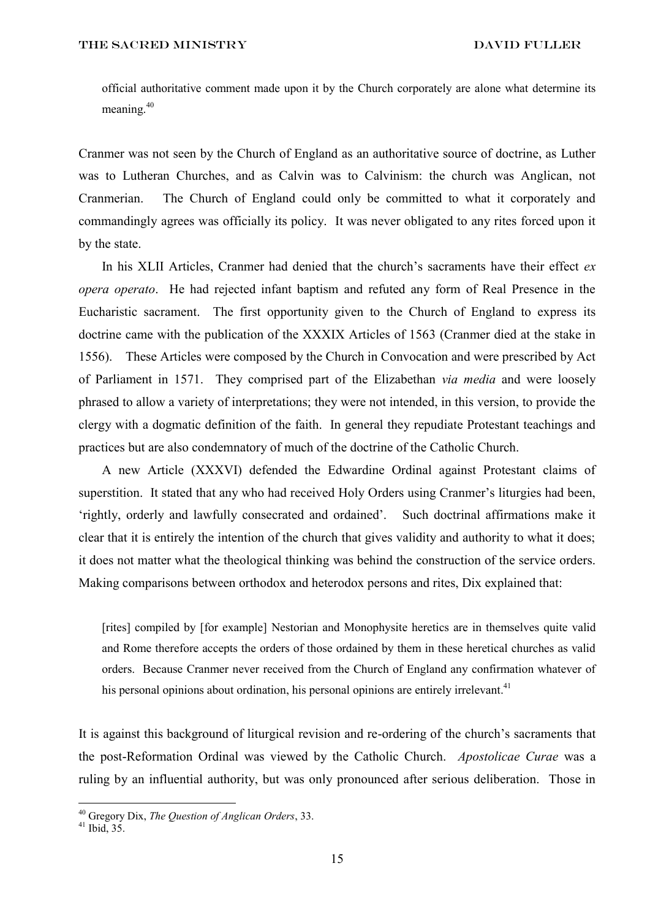official authoritative comment made upon it by the Church corporately are alone what determine its meaning.[40]

Cranmer was not seen by the Church of England as an authoritative source of doctrine, as Luther was to Lutheran Churches, and as Calvin was to Calvinism: the church was Anglican, not Cranmerian. The Church of England could only be committed to what it corporately and commandingly agrees was officially its policy. It was never obligated to any rites forced upon it by the state.

In his XLII Articles, Cranmer had denied that the church's sacraments have their effect *ex opera operato*. He had rejected infant baptism and refuted any form of Real Presence in the Eucharistic sacrament. The first opportunity given to the Church of England to express its doctrine came with the publication of the XXXIX Articles of 1563 (Cranmer died at the stake in 1556). These Articles were composed by the Church in Convocation and were prescribed by Act of Parliament in 1571. They comprised part of the Elizabethan *via media* and were loosely phrased to allow a variety of interpretations; they were not intended, in this version, to provide the clergy with a dogmatic definition of the faith. In general they repudiate Protestant teachings and practices but are also condemnatory of much of the doctrine of the Catholic Church.

A new Article (XXXVI) defended the Edwardine Ordinal against Protestant claims of superstition. It stated that any who had received Holy Orders using Cranmer's liturgies had been, 'rightly, orderly and lawfully consecrated and ordained'. Such doctrinal affirmations make it clear that it is entirely the intention of the church that gives validity and authority to what it does; it does not matter what the theological thinking was behind the construction of the service orders. Making comparisons between orthodox and heterodox persons and rites, Dix explained that:

> [rites] compiled by [for example] Nestorian and Monophysite heretics are in themselves quite valid and Rome therefore accepts the orders of those ordained by them in these heretical churches as valid orders. Because Cranmer never received from the Church of England any confirmation whatever of his personal opinions about ordination, his personal opinions are entirely irrelevant.[41]

It is against this background of liturgical revision and re-ordering of the church's sacraments that the post-Reformation Ordinal was viewed by the Catholic Church. *Apostolicae Curae* was a ruling by an influential authority, but was only pronounced after serious deliberation. Those in

---

[40] Gregory Dix, *The Question of Anglican Orders*, 33.
[41] Ibid, 35.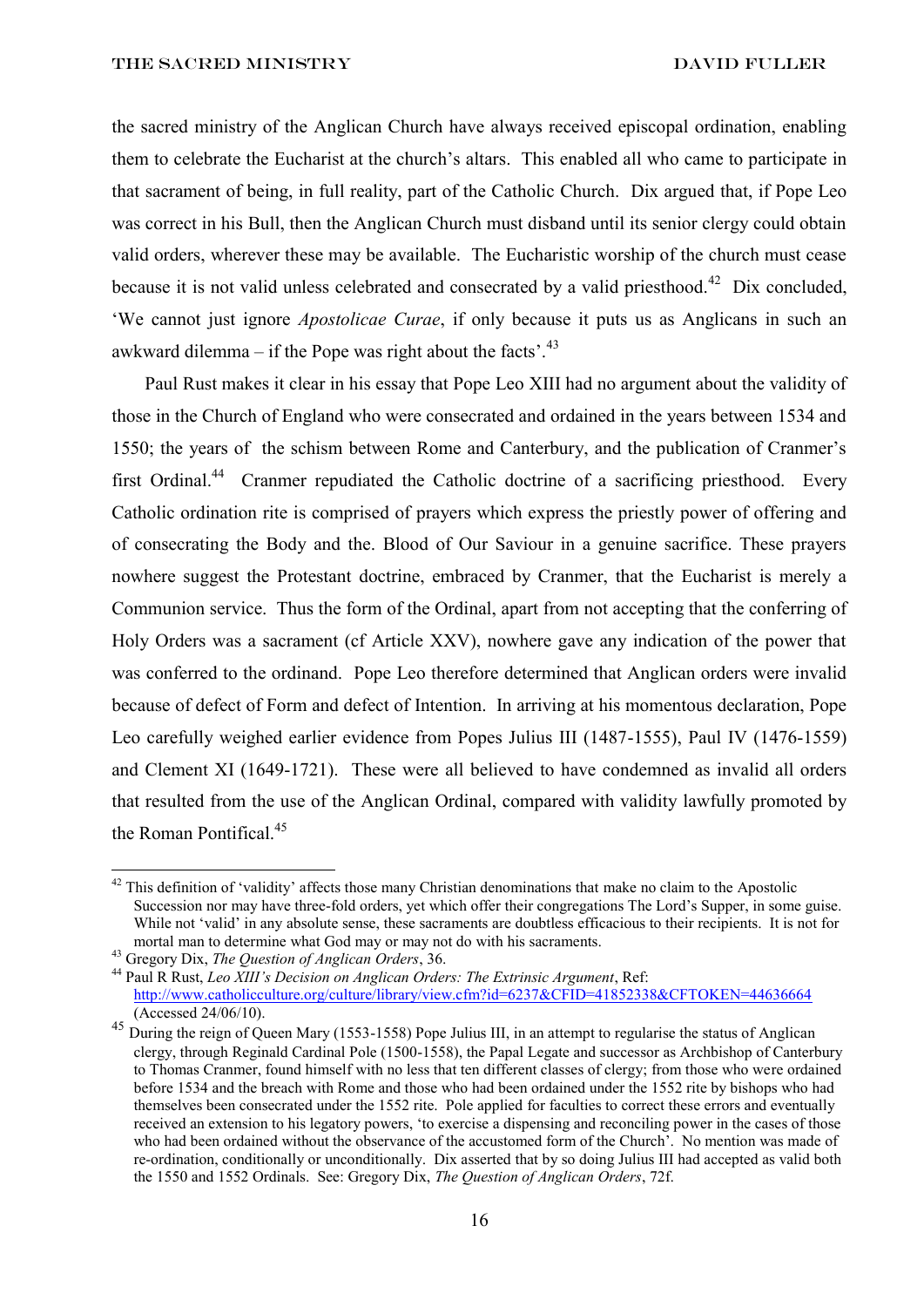the sacred ministry of the Anglican Church have always received episcopal ordination, enabling them to celebrate the Eucharist at the church's altars. This enabled all who came to participate in that sacrament of being, in full reality, part of the Catholic Church. Dix argued that, if Pope Leo was correct in his Bull, then the Anglican Church must disband until its senior clergy could obtain valid orders, wherever these may be available. The Eucharistic worship of the church must cease because it is not valid unless celebrated and consecrated by a valid priesthood.[42] Dix concluded, 'We cannot just ignore *Apostolicae Curae*, if only because it puts us as Anglicans in such an awkward dilemma – if the Pope was right about the facts'.[43]

Paul Rust makes it clear in his essay that Pope Leo XIII had no argument about the validity of those in the Church of England who were consecrated and ordained in the years between 1534 and 1550; the years of the schism between Rome and Canterbury, and the publication of Cranmer's first Ordinal.[44] Cranmer repudiated the Catholic doctrine of a sacrificing priesthood. Every Catholic ordination rite is comprised of prayers which express the priestly power of offering and of consecrating the Body and the. Blood of Our Saviour in a genuine sacrifice. These prayers nowhere suggest the Protestant doctrine, embraced by Cranmer, that the Eucharist is merely a Communion service. Thus the form of the Ordinal, apart from not accepting that the conferring of Holy Orders was a sacrament (cf Article XXV), nowhere gave any indication of the power that was conferred to the ordinand. Pope Leo therefore determined that Anglican orders were invalid because of defect of Form and defect of Intention. In arriving at his momentous declaration, Pope Leo carefully weighed earlier evidence from Popes Julius III (1487-1555), Paul IV (1476-1559) and Clement XI (1649-1721). These were all believed to have condemned as invalid all orders that resulted from the use of the Anglican Ordinal, compared with validity lawfully promoted by the Roman Pontifical.[45]

---

[42] This definition of 'validity' affects those many Christian denominations that make no claim to the Apostolic Succession nor may have three-fold orders, yet which offer their congregations The Lord's Supper, in some guise. While not 'valid' in any absolute sense, these sacraments are doubtless efficacious to their recipients. It is not for mortal man to determine what God may or may not do with his sacraments.

[43] Gregory Dix, *The Question of Anglican Orders*, 36.

[44] Paul R Rust, *Leo XIII's Decision on Anglican Orders: The Extrinsic Argument*, Ref: http://www.catholicculture.org/culture/library/view.cfm?id=6237&CFID=41852338&CFTOKEN=44636664 (Accessed 24/06/10).

[45] During the reign of Queen Mary (1553-1558) Pope Julius III, in an attempt to regularise the status of Anglican clergy, through Reginald Cardinal Pole (1500-1558), the Papal Legate and successor as Archbishop of Canterbury to Thomas Cranmer, found himself with no less that ten different classes of clergy; from those who were ordained before 1534 and the breach with Rome and those who had been ordained under the 1552 rite by bishops who had themselves been consecrated under the 1552 rite. Pole applied for faculties to correct these errors and eventually received an extension to his legatory powers, 'to exercise a dispensing and reconciling power in the cases of those who had been ordained without the observance of the accustomed form of the Church'. No mention was made of re-ordination, conditionally or unconditionally. Dix asserted that by so doing Julius III had accepted as valid both the 1550 and 1552 Ordinals. See: Gregory Dix, *The Question of Anglican Orders*, 72f.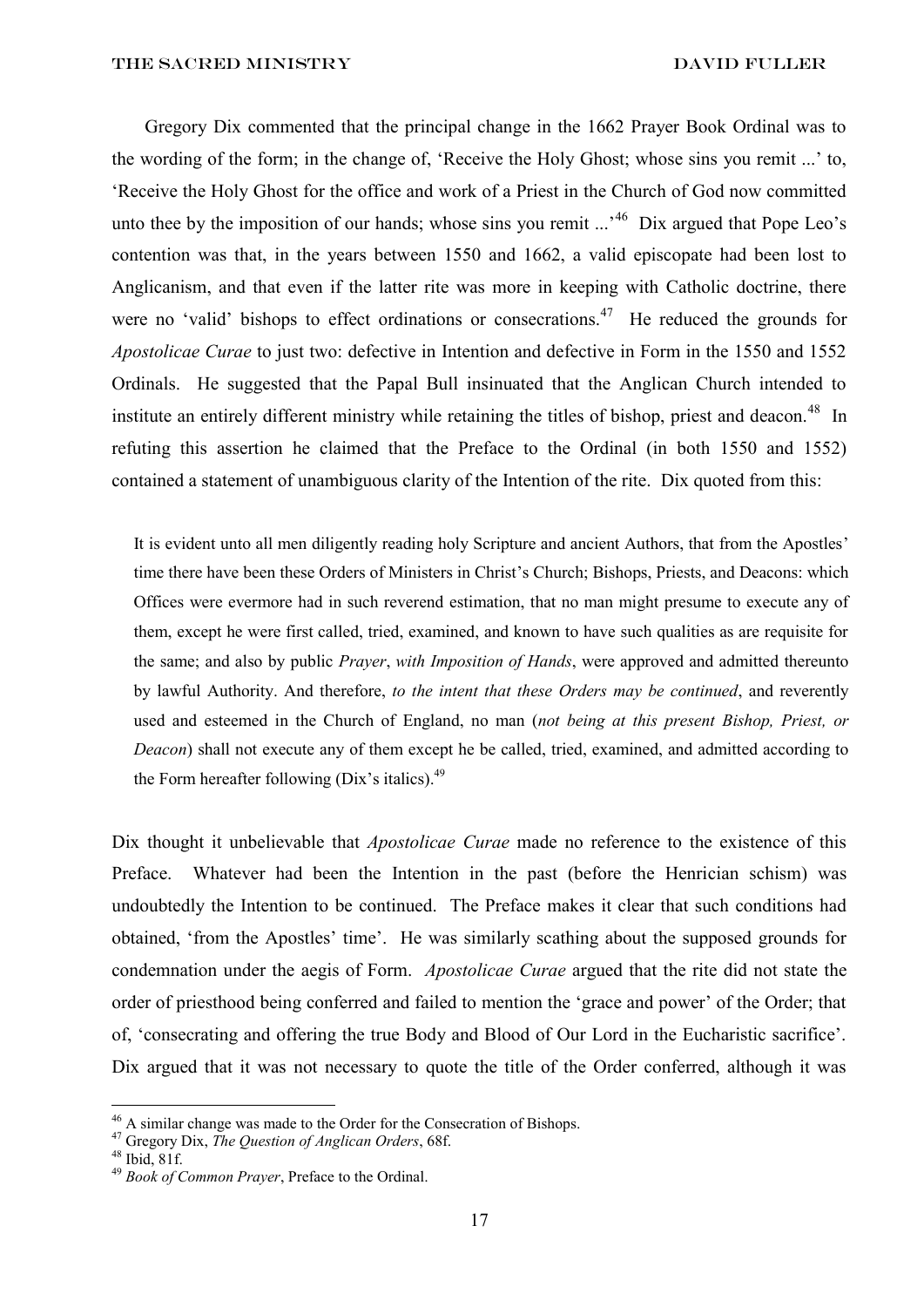Gregory Dix commented that the principal change in the 1662 Prayer Book Ordinal was to the wording of the form; in the change of, 'Receive the Holy Ghost; whose sins you remit ...' to, 'Receive the Holy Ghost for the office and work of a Priest in the Church of God now committed unto thee by the imposition of our hands; whose sins you remit ...'[46] Dix argued that Pope Leo's contention was that, in the years between 1550 and 1662, a valid episcopate had been lost to Anglicanism, and that even if the latter rite was more in keeping with Catholic doctrine, there were no 'valid' bishops to effect ordinations or consecrations.[47] He reduced the grounds for *Apostolicae Curae* to just two: defective in Intention and defective in Form in the 1550 and 1552 Ordinals. He suggested that the Papal Bull insinuated that the Anglican Church intended to institute an entirely different ministry while retaining the titles of bishop, priest and deacon.[48] In refuting this assertion he claimed that the Preface to the Ordinal (in both 1550 and 1552) contained a statement of unambiguous clarity of the Intention of the rite. Dix quoted from this:

> It is evident unto all men diligently reading holy Scripture and ancient Authors, that from the Apostles' time there have been these Orders of Ministers in Christ's Church; Bishops, Priests, and Deacons: which Offices were evermore had in such reverend estimation, that no man might presume to execute any of them, except he were first called, tried, examined, and known to have such qualities as are requisite for the same; and also by public *Prayer*, *with Imposition of Hands*, were approved and admitted thereunto by lawful Authority. And therefore, *to the intent that these Orders may be continued*, and reverently used and esteemed in the Church of England, no man (*not being at this present Bishop, Priest, or Deacon*) shall not execute any of them except he be called, tried, examined, and admitted according to the Form hereafter following (Dix's italics).[49]

Dix thought it unbelievable that *Apostolicae Curae* made no reference to the existence of this Preface. Whatever had been the Intention in the past (before the Henrician schism) was undoubtedly the Intention to be continued. The Preface makes it clear that such conditions had obtained, 'from the Apostles' time'. He was similarly scathing about the supposed grounds for condemnation under the aegis of Form. *Apostolicae Curae* argued that the rite did not state the order of priesthood being conferred and failed to mention the 'grace and power' of the Order; that of, 'consecrating and offering the true Body and Blood of Our Lord in the Eucharistic sacrifice'. Dix argued that it was not necessary to quote the title of the Order conferred, although it was

---

[46] A similar change was made to the Order for the Consecration of Bishops.

[47] Gregory Dix, *The Question of Anglican Orders*, 68f.

[48] Ibid, 81f.

[49] *Book of Common Prayer*, Preface to the Ordinal.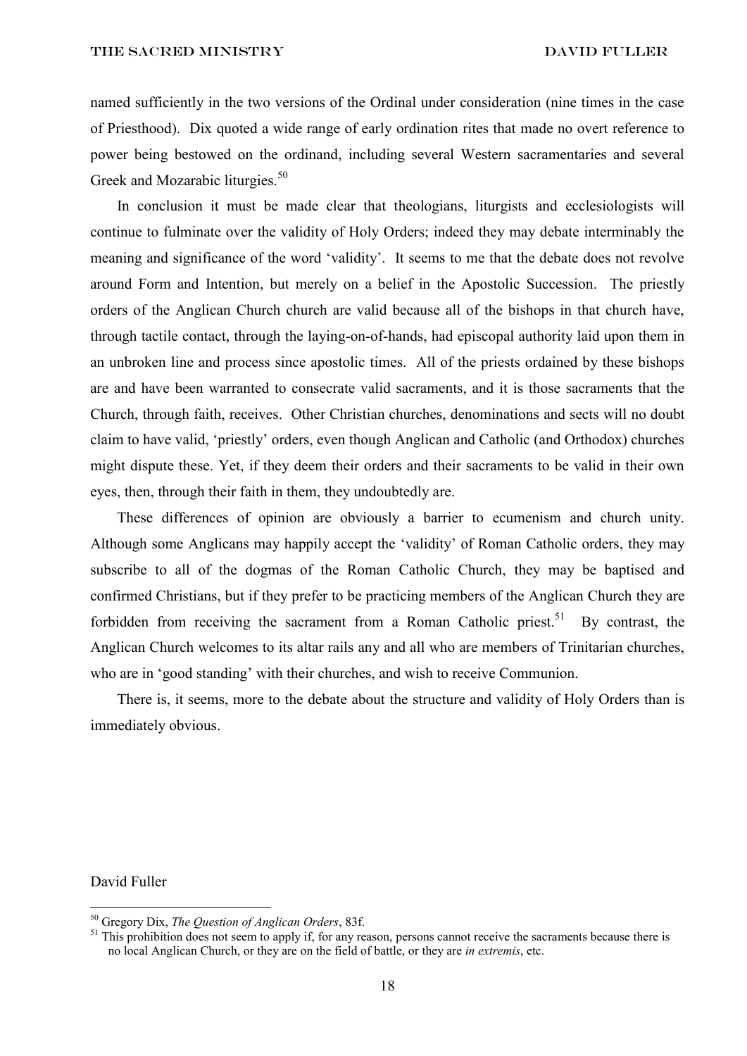named sufficiently in the two versions of the Ordinal under consideration (nine times in the case of Priesthood). Dix quoted a wide range of early ordination rites that made no overt reference to power being bestowed on the ordinand, including several Western sacramentaries and several Greek and Mozarabic liturgies.[50]

In conclusion it must be made clear that theologians, liturgists and ecclesiologists will continue to fulminate over the validity of Holy Orders; indeed they may debate interminably the meaning and significance of the word 'validity'. It seems to me that the debate does not revolve around Form and Intention, but merely on a belief in the Apostolic Succession. The priestly orders of the Anglican Church church are valid because all of the bishops in that church have, through tactile contact, through the laying-on-of-hands, had episcopal authority laid upon them in an unbroken line and process since apostolic times. All of the priests ordained by these bishops are and have been warranted to consecrate valid sacraments, and it is those sacraments that the Church, through faith, receives. Other Christian churches, denominations and sects will no doubt claim to have valid, 'priestly' orders, even though Anglican and Catholic (and Orthodox) churches might dispute these. Yet, if they deem their orders and their sacraments to be valid in their own eyes, then, through their faith in them, they undoubtedly are.

These differences of opinion are obviously a barrier to ecumenism and church unity. Although some Anglicans may happily accept the 'validity' of Roman Catholic orders, they may subscribe to all of the dogmas of the Roman Catholic Church, they may be baptised and confirmed Christians, but if they prefer to be practicing members of the Anglican Church they are forbidden from receiving the sacrament from a Roman Catholic priest.[51] By contrast, the Anglican Church welcomes to its altar rails any and all who are members of Trinitarian churches, who are in 'good standing' with their churches, and wish to receive Communion.

There is, it seems, more to the debate about the structure and validity of Holy Orders than is immediately obvious.

David Fuller

---

[50] Gregory Dix, *The Question of Anglican Orders*, 83f.

[51] This prohibition does not seem to apply if, for any reason, persons cannot receive the sacraments because there is no local Anglican Church, or they are on the field of battle, or they are *in extremis*, etc.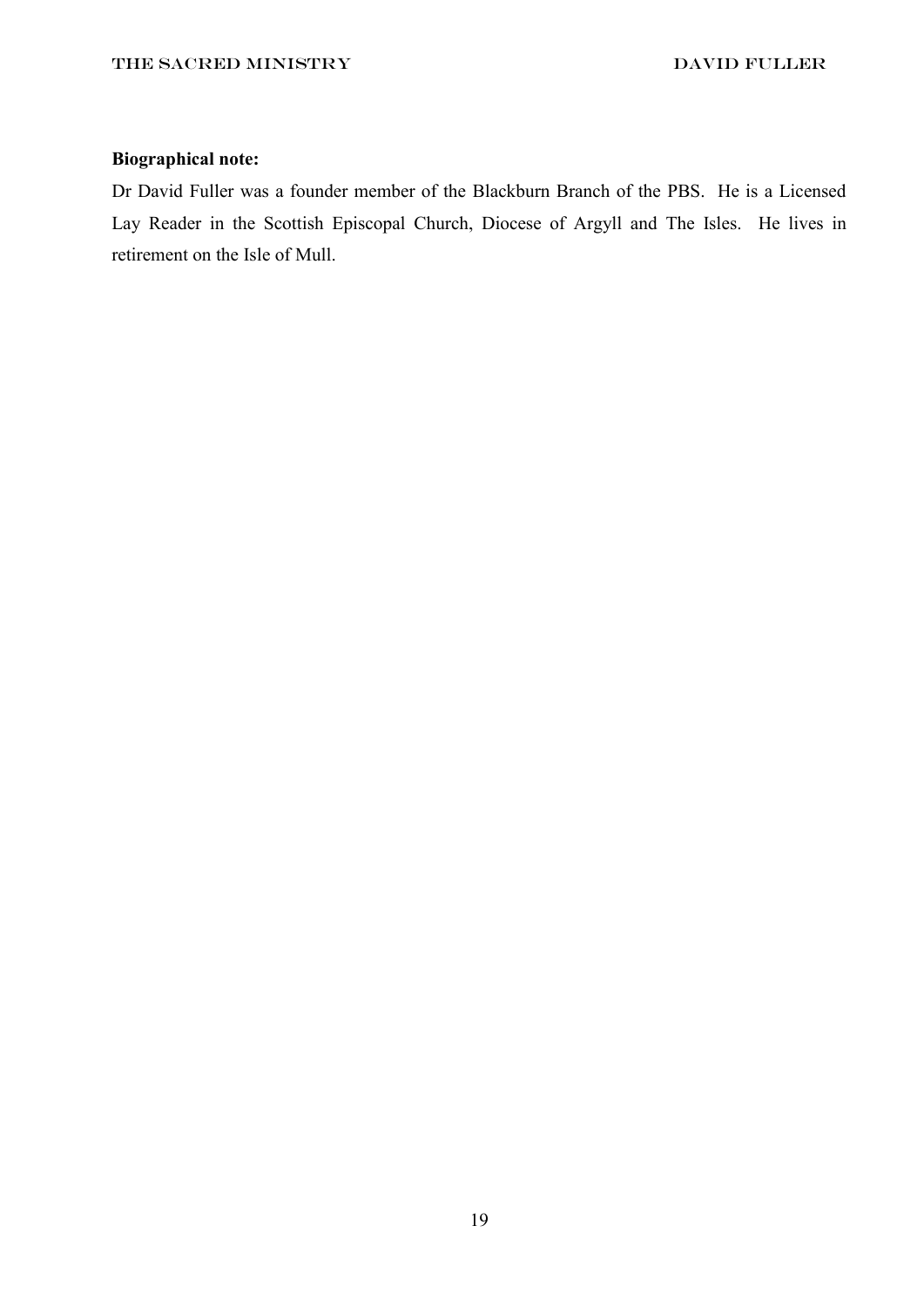**Biographical note:**

Dr David Fuller was a founder member of the Blackburn Branch of the PBS. He is a Licensed Lay Reader in the Scottish Episcopal Church, Diocese of Argyll and The Isles. He lives in retirement on the Isle of Mull.